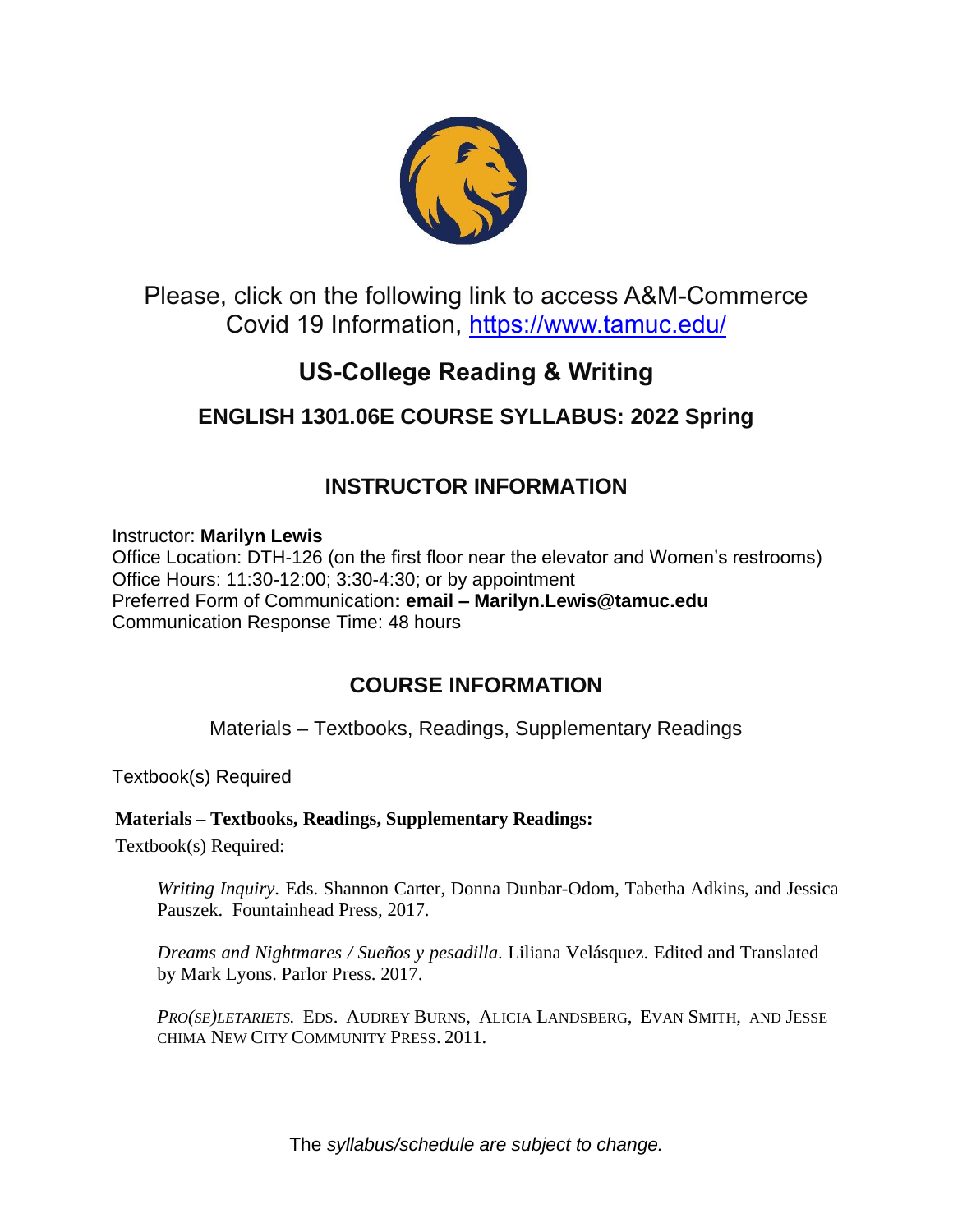Please, click on the following link to access A&M-Commerce Covid 19 Information, [https://www.tamuc.edu/](https://www.tamuc.edu/)

# US-College Reading & Writing

## ENGLISH 1301.06E COURSE SYLLABUS: 2022 Spring

## INSTRUCTOR INFORMATION

Instructor: **Marilyn Lewis**
Office Location: DTH-126 (on the first floor near the elevator and Women's restrooms)
Office Hours: 11:30-12:00; 3:30-4:30; or by appointment
Preferred Form of Communication**: email – Marilyn.Lewis@tamuc.edu**
Communication Response Time: 48 hours

## COURSE INFORMATION

Materials – Textbooks, Readings, Supplementary Readings

Textbook(s) Required

**Materials – Textbooks, Readings, Supplementary Readings:**

Textbook(s) Required:

*Writing Inquiry*. Eds. Shannon Carter, Donna Dunbar-Odom, Tabetha Adkins, and Jessica Pauszek. Fountainhead Press, 2017.

*Dreams and Nightmares / Sueños y pesadilla*. Liliana Velásquez. Edited and Translated by Mark Lyons. Parlor Press. 2017.

*PRO(SE)LETARIETS.* EDS. AUDREY BURNS, ALICIA LANDSBERG, EVAN SMITH, AND JESSE CHIMA NEW CITY COMMUNITY PRESS. 2011.

The *syllabus/schedule are subject to change.*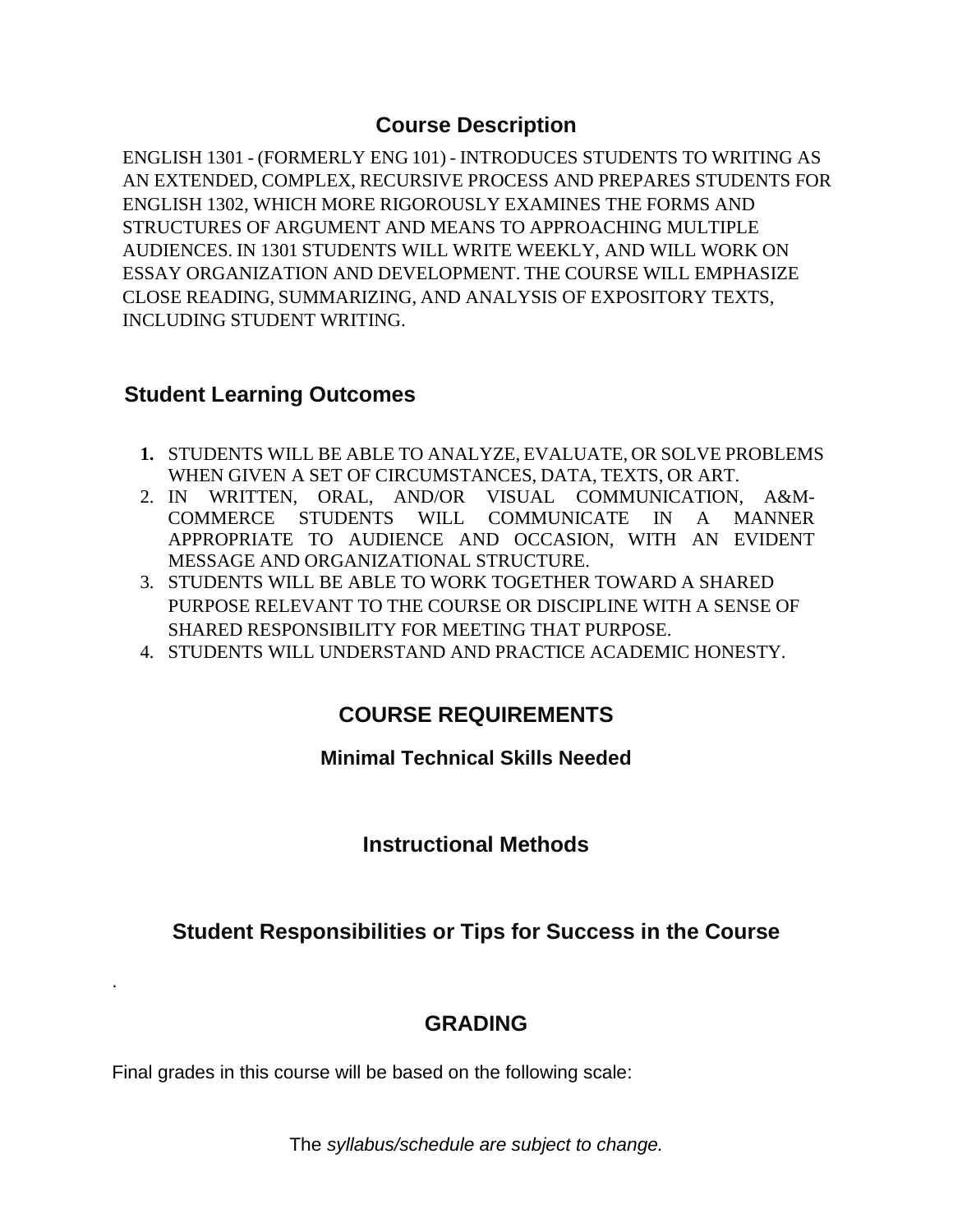## Course Description

ENGLISH 1301 - (FORMERLY ENG 101) - INTRODUCES STUDENTS TO WRITING AS AN EXTENDED, COMPLEX, RECURSIVE PROCESS AND PREPARES STUDENTS FOR ENGLISH 1302, WHICH MORE RIGOROUSLY EXAMINES THE FORMS AND STRUCTURES OF ARGUMENT AND MEANS TO APPROACHING MULTIPLE AUDIENCES. IN 1301 STUDENTS WILL WRITE WEEKLY, AND WILL WORK ON ESSAY ORGANIZATION AND DEVELOPMENT. THE COURSE WILL EMPHASIZE CLOSE READING, SUMMARIZING, AND ANALYSIS OF EXPOSITORY TEXTS, INCLUDING STUDENT WRITING.

## Student Learning Outcomes

1. STUDENTS WILL BE ABLE TO ANALYZE, EVALUATE, OR SOLVE PROBLEMS WHEN GIVEN A SET OF CIRCUMSTANCES, DATA, TEXTS, OR ART.
2. IN WRITTEN, ORAL, AND/OR VISUAL COMMUNICATION, A&M-COMMERCE STUDENTS WILL COMMUNICATE IN A MANNER APPROPRIATE TO AUDIENCE AND OCCASION, WITH AN EVIDENT MESSAGE AND ORGANIZATIONAL STRUCTURE.
3. STUDENTS WILL BE ABLE TO WORK TOGETHER TOWARD A SHARED PURPOSE RELEVANT TO THE COURSE OR DISCIPLINE WITH A SENSE OF SHARED RESPONSIBILITY FOR MEETING THAT PURPOSE.
4. STUDENTS WILL UNDERSTAND AND PRACTICE ACADEMIC HONESTY.

## COURSE REQUIREMENTS

### Minimal Technical Skills Needed

### Instructional Methods

### Student Responsibilities or Tips for Success in the Course

.

## GRADING

Final grades in this course will be based on the following scale:

The *syllabus/schedule are subject to change.*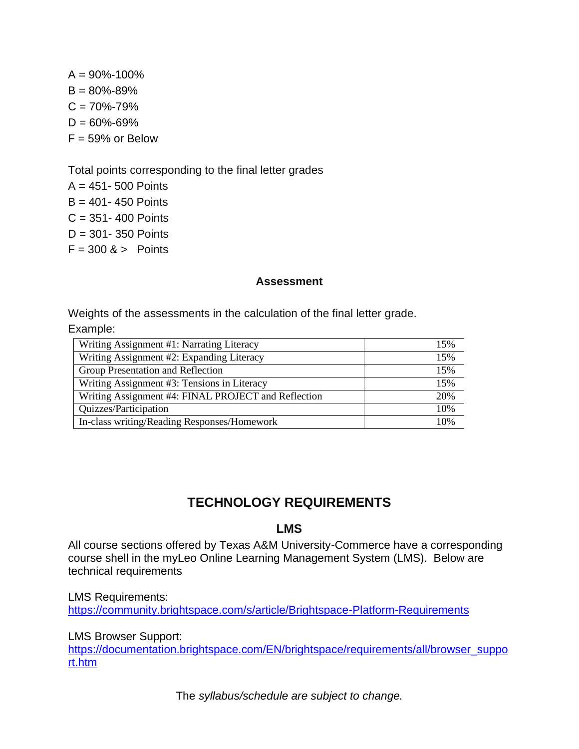A = 90%-100%  
B = 80%-89%  
C = 70%-79%  
D = 60%-69%  
F = 59% or Below

Total points corresponding to the final letter grades  
A = 451- 500 Points  
B = 401- 450 Points  
C = 351- 400 Points  
D = 301- 350 Points  
F = 300 & > Points

### Assessment

Weights of the assessments in the calculation of the final letter grade.  
Example:

| | |
|---|---|
| Writing Assignment #1: Narrating Literacy | 15% |
| Writing Assignment #2: Expanding Literacy | 15% |
| Group Presentation and Reflection | 15% |
| Writing Assignment #3: Tensions in Literacy | 15% |
| Writing Assignment #4: FINAL PROJECT and Reflection | 20% |
| Quizzes/Participation | 10% |
| In-class writing/Reading Responses/Homework | 10% |

## TECHNOLOGY REQUIREMENTS

### LMS

All course sections offered by Texas A&M University-Commerce have a corresponding course shell in the myLeo Online Learning Management System (LMS). Below are technical requirements

LMS Requirements:  
https://community.brightspace.com/s/article/Brightspace-Platform-Requirements

LMS Browser Support:  
https://documentation.brightspace.com/EN/brightspace/requirements/all/browser_support.htm

The *syllabus/schedule are subject to change.*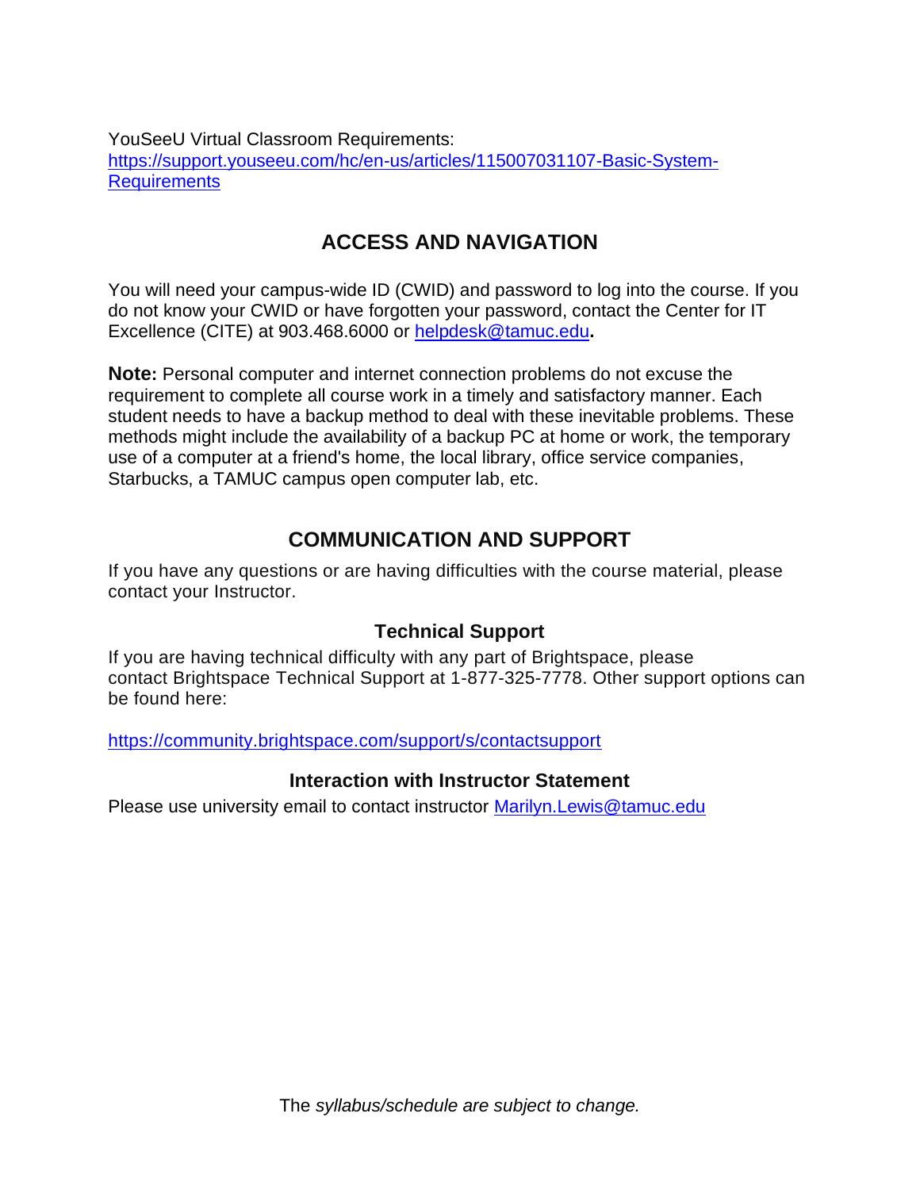YouSeeU Virtual Classroom Requirements: https://support.youseeu.com/hc/en-us/articles/115007031107-Basic-System-Requirements

## ACCESS AND NAVIGATION

You will need your campus-wide ID (CWID) and password to log into the course. If you do not know your CWID or have forgotten your password, contact the Center for IT Excellence (CITE) at 903.468.6000 or helpdesk@tamuc.edu**.**

**Note:** Personal computer and internet connection problems do not excuse the requirement to complete all course work in a timely and satisfactory manner. Each student needs to have a backup method to deal with these inevitable problems. These methods might include the availability of a backup PC at home or work, the temporary use of a computer at a friend's home, the local library, office service companies, Starbucks, a TAMUC campus open computer lab, etc.

## COMMUNICATION AND SUPPORT

If you have any questions or are having difficulties with the course material, please contact your Instructor.

### Technical Support

If you are having technical difficulty with any part of Brightspace, please contact Brightspace Technical Support at 1-877-325-7778. Other support options can be found here:

https://community.brightspace.com/support/s/contactsupport

### Interaction with Instructor Statement

Please use university email to contact instructor Marilyn.Lewis@tamuc.edu

The *syllabus/schedule are subject to change.*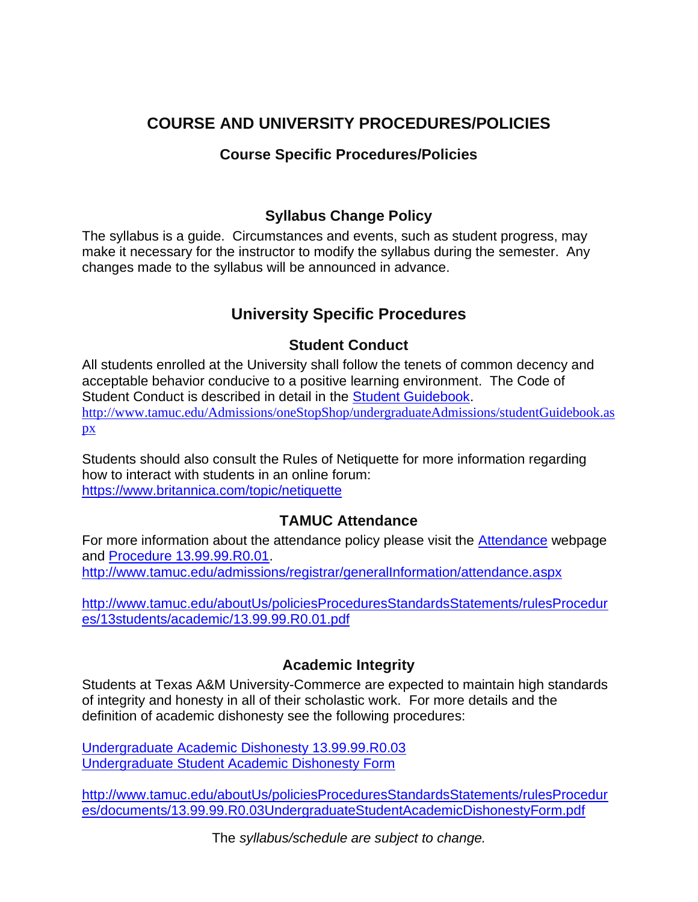# COURSE AND UNIVERSITY PROCEDURES/POLICIES

## Course Specific Procedures/Policies

### Syllabus Change Policy

The syllabus is a guide. Circumstances and events, such as student progress, may make it necessary for the instructor to modify the syllabus during the semester. Any changes made to the syllabus will be announced in advance.

## University Specific Procedures

### Student Conduct

All students enrolled at the University shall follow the tenets of common decency and acceptable behavior conducive to a positive learning environment. The Code of Student Conduct is described in detail in the [Student Guidebook](http://www.tamuc.edu/Admissions/oneStopShop/undergraduateAdmissions/studentGuidebook.aspx).
http://www.tamuc.edu/Admissions/oneStopShop/undergraduateAdmissions/studentGuidebook.aspx

Students should also consult the Rules of Netiquette for more information regarding how to interact with students in an online forum:
https://www.britannica.com/topic/netiquette

### TAMUC Attendance

For more information about the attendance policy please visit the [Attendance](http://www.tamuc.edu/admissions/registrar/generalInformation/attendance.aspx) webpage and [Procedure 13.99.99.R0.01](http://www.tamuc.edu/aboutUs/policiesProceduresStandardsStatements/rulesProcedures/13students/academic/13.99.99.R0.01.pdf).
http://www.tamuc.edu/admissions/registrar/generalInformation/attendance.aspx

http://www.tamuc.edu/aboutUs/policiesProceduresStandardsStatements/rulesProcedures/13students/academic/13.99.99.R0.01.pdf

### Academic Integrity

Students at Texas A&M University-Commerce are expected to maintain high standards of integrity and honesty in all of their scholastic work. For more details and the definition of academic dishonesty see the following procedures:

Undergraduate Academic Dishonesty 13.99.99.R0.03
Undergraduate Student Academic Dishonesty Form

http://www.tamuc.edu/aboutUs/policiesProceduresStandardsStatements/rulesProcedures/documents/13.99.99.R0.03UndergraduateStudentAcademicDishonestyForm.pdf

The *syllabus/schedule are subject to change.*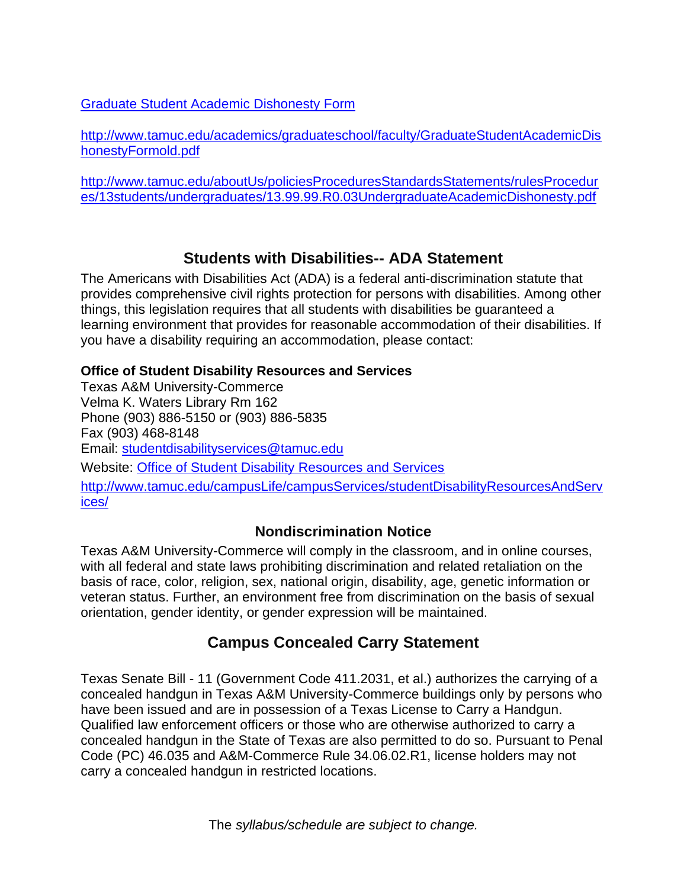[Graduate Student Academic Dishonesty Form](http://www.tamuc.edu/academics/graduateschool/faculty/GraduateStudentAcademicDishonestyFormold.pdf)

http://www.tamuc.edu/academics/graduateschool/faculty/GraduateStudentAcademicDishonestyFormold.pdf

http://www.tamuc.edu/aboutUs/policiesProceduresStandardsStatements/rulesProcedures/13students/undergraduates/13.99.99.R0.03UndergraduateAcademicDishonesty.pdf

## Students with Disabilities-- ADA Statement

The Americans with Disabilities Act (ADA) is a federal anti-discrimination statute that provides comprehensive civil rights protection for persons with disabilities. Among other things, this legislation requires that all students with disabilities be guaranteed a learning environment that provides for reasonable accommodation of their disabilities. If you have a disability requiring an accommodation, please contact:

**Office of Student Disability Resources and Services**
Texas A&M University-Commerce
Velma K. Waters Library Rm 162
Phone (903) 886-5150 or (903) 886-5835
Fax (903) 468-8148
Email: studentdisabilityservices@tamuc.edu
Website: [Office of Student Disability Resources and Services](http://www.tamuc.edu/campusLife/campusServices/studentDisabilityResourcesAndServices/)
http://www.tamuc.edu/campusLife/campusServices/studentDisabilityResourcesAndServices/

### Nondiscrimination Notice

Texas A&M University-Commerce will comply in the classroom, and in online courses, with all federal and state laws prohibiting discrimination and related retaliation on the basis of race, color, religion, sex, national origin, disability, age, genetic information or veteran status. Further, an environment free from discrimination on the basis of sexual orientation, gender identity, or gender expression will be maintained.

## Campus Concealed Carry Statement

Texas Senate Bill - 11 (Government Code 411.2031, et al.) authorizes the carrying of a concealed handgun in Texas A&M University-Commerce buildings only by persons who have been issued and are in possession of a Texas License to Carry a Handgun. Qualified law enforcement officers or those who are otherwise authorized to carry a concealed handgun in the State of Texas are also permitted to do so. Pursuant to Penal Code (PC) 46.035 and A&M-Commerce Rule 34.06.02.R1, license holders may not carry a concealed handgun in restricted locations.

The *syllabus/schedule are subject to change.*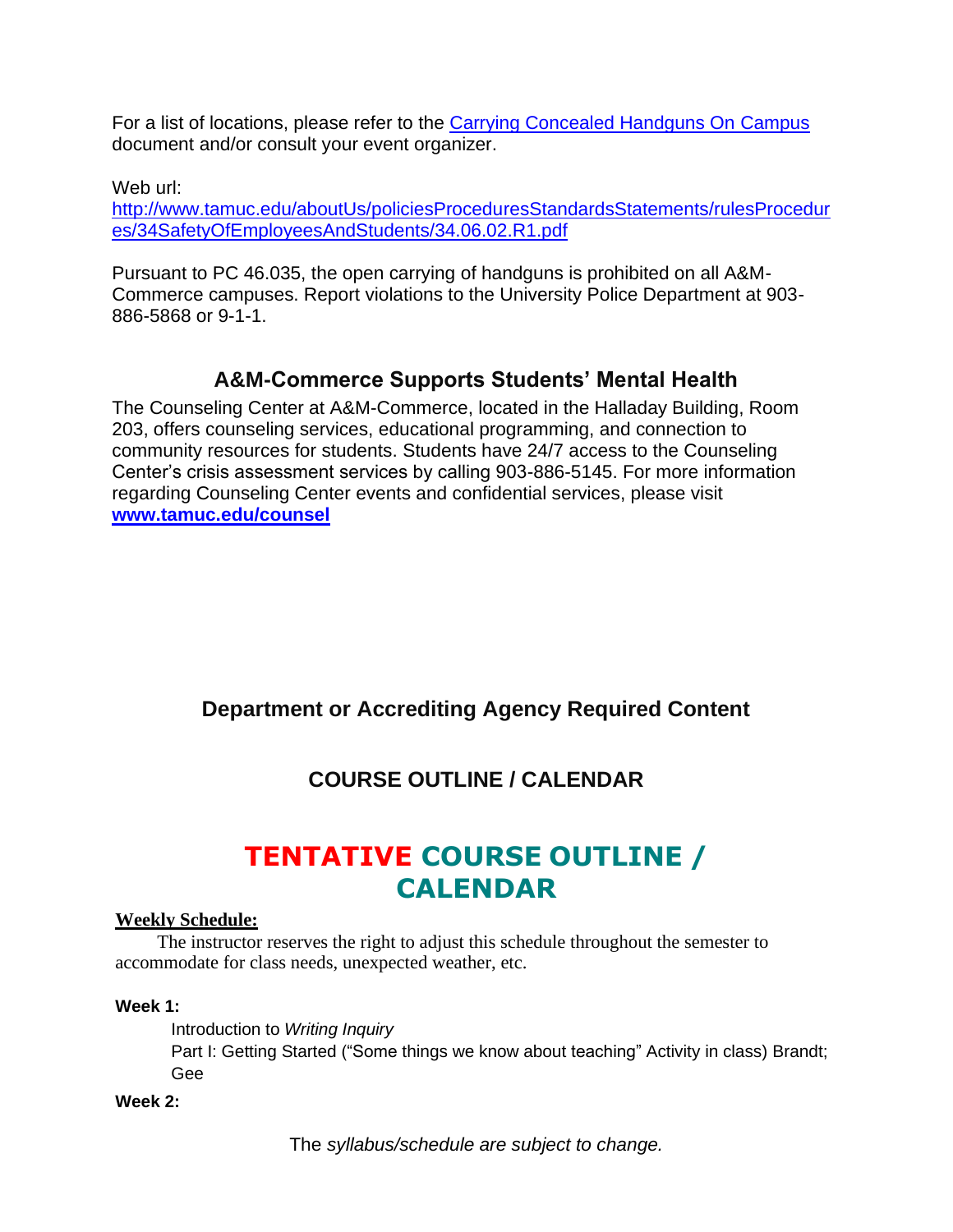For a list of locations, please refer to the [Carrying Concealed Handguns On Campus](http://www.tamuc.edu/aboutUs/policiesProceduresStandardsStatements/rulesProcedures/34SafetyOfEmployeesAndStudents/34.06.02.R1.pdf) document and/or consult your event organizer.

Web url:
[http://www.tamuc.edu/aboutUs/policiesProceduresStandardsStatements/rulesProcedures/34SafetyOfEmployeesAndStudents/34.06.02.R1.pdf](http://www.tamuc.edu/aboutUs/policiesProceduresStandardsStatements/rulesProcedures/34SafetyOfEmployeesAndStudents/34.06.02.R1.pdf)

Pursuant to PC 46.035, the open carrying of handguns is prohibited on all A&M-Commerce campuses. Report violations to the University Police Department at 903-886-5868 or 9-1-1.

## A&M-Commerce Supports Students' Mental Health

The Counseling Center at A&M-Commerce, located in the Halladay Building, Room 203, offers counseling services, educational programming, and connection to community resources for students. Students have 24/7 access to the Counseling Center's crisis assessment services by calling 903-886-5145. For more information regarding Counseling Center events and confidential services, please visit **[www.tamuc.edu/counsel](http://www.tamuc.edu/counsel)**

## Department or Accrediting Agency Required Content

## COURSE OUTLINE / CALENDAR

# TENTATIVE COURSE OUTLINE / CALENDAR

**Weekly Schedule:**

The instructor reserves the right to adjust this schedule throughout the semester to accommodate for class needs, unexpected weather, etc.

**Week 1:**

Introduction to *Writing Inquiry*
Part I: Getting Started ("Some things we know about teaching" Activity in class) Brandt; Gee

**Week 2:**

The *syllabus/schedule are subject to change.*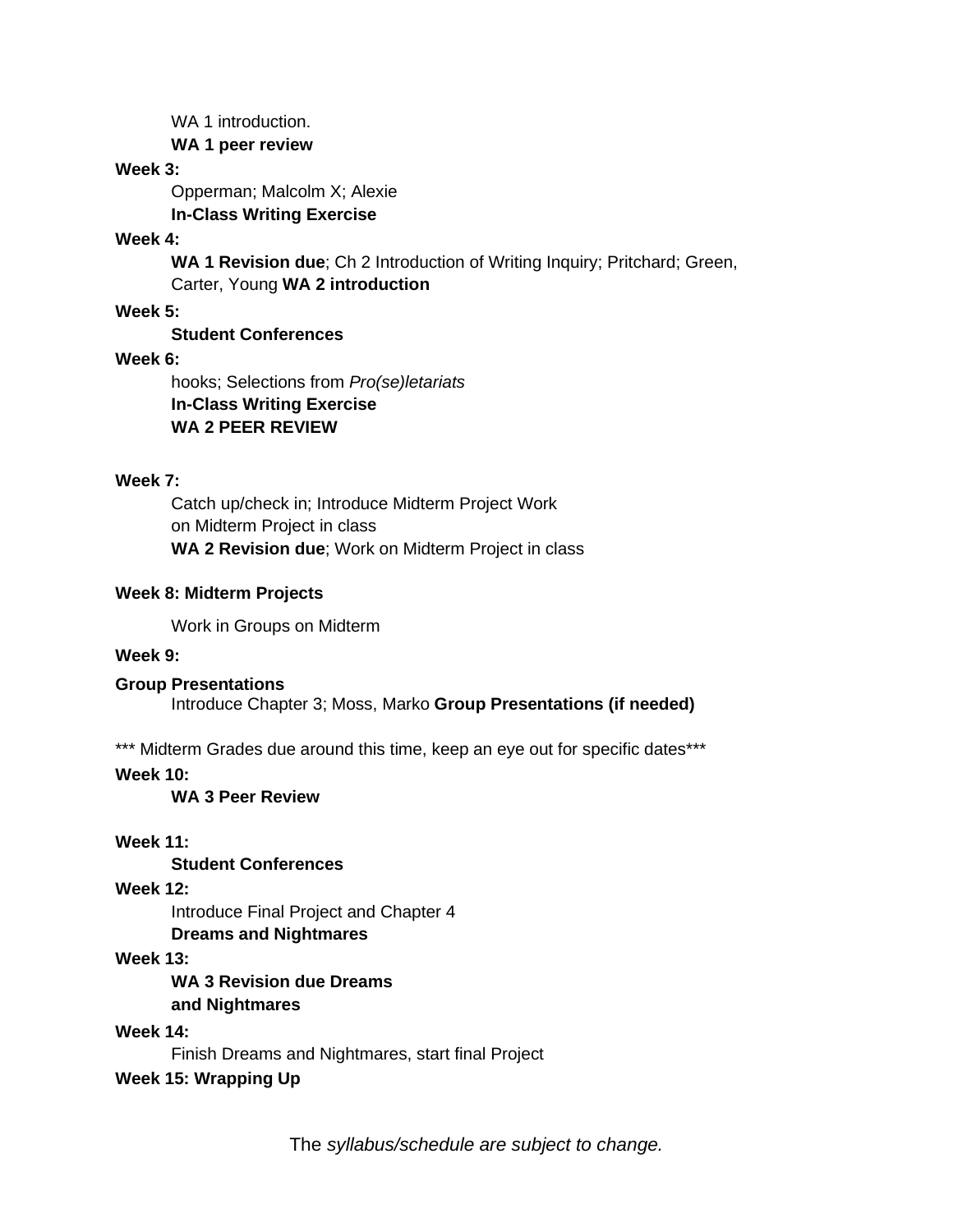WA 1 introduction.

**WA 1 peer review**

**Week 3:**

Opperman; Malcolm X; Alexie

**In-Class Writing Exercise**

**Week 4:**

**WA 1 Revision due**; Ch 2 Introduction of Writing Inquiry; Pritchard; Green, Carter, Young **WA 2 introduction**

**Week 5:**

**Student Conferences**

**Week 6:**

hooks; Selections from *Pro(se)letariats*

**In-Class Writing Exercise**

**WA 2 PEER REVIEW**

**Week 7:**

Catch up/check in; Introduce Midterm Project Work on Midterm Project in class

**WA 2 Revision due**; Work on Midterm Project in class

**Week 8: Midterm Projects**

Work in Groups on Midterm

**Week 9:**

**Group Presentations**

Introduce Chapter 3; Moss, Marko **Group Presentations (if needed)**

*** Midterm Grades due around this time, keep an eye out for specific dates***

**Week 10:**

**WA 3 Peer Review**

**Week 11:**

**Student Conferences**

**Week 12:**

Introduce Final Project and Chapter 4

**Dreams and Nightmares**

**Week 13:**

**WA 3 Revision due Dreams and Nightmares**

**Week 14:**

Finish Dreams and Nightmares, start final Project

**Week 15: Wrapping Up**

The *syllabus/schedule are subject to change.*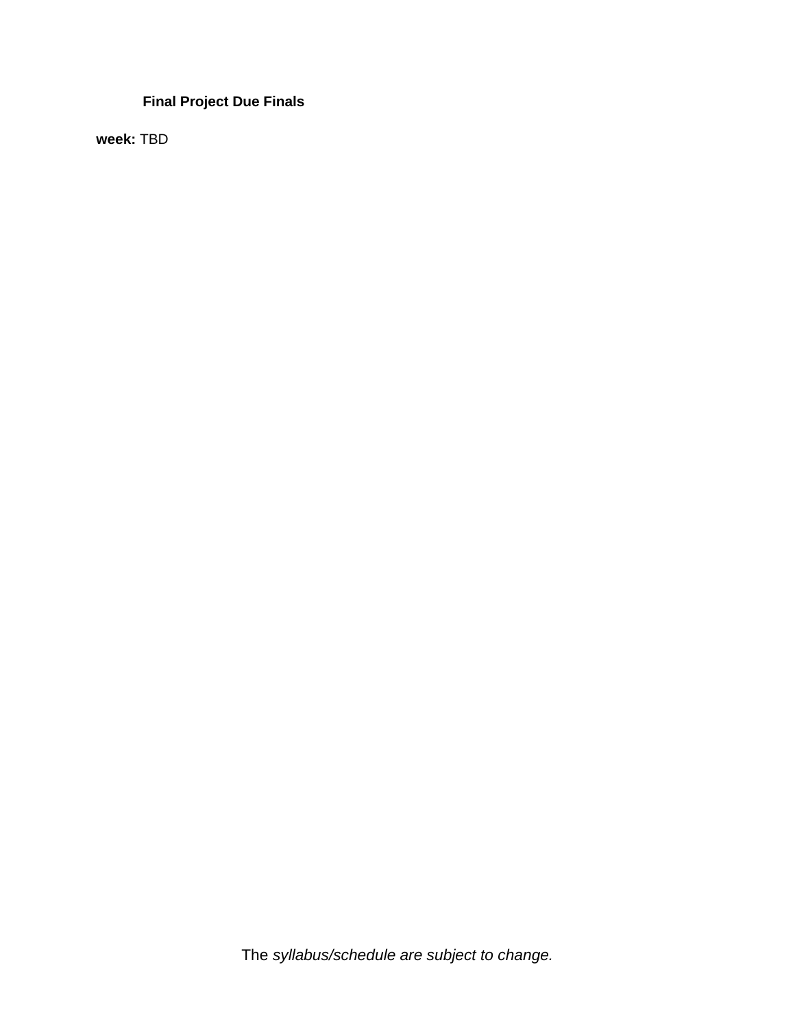**Final Project Due Finals week:** TBD

The *syllabus/schedule are subject to change.*